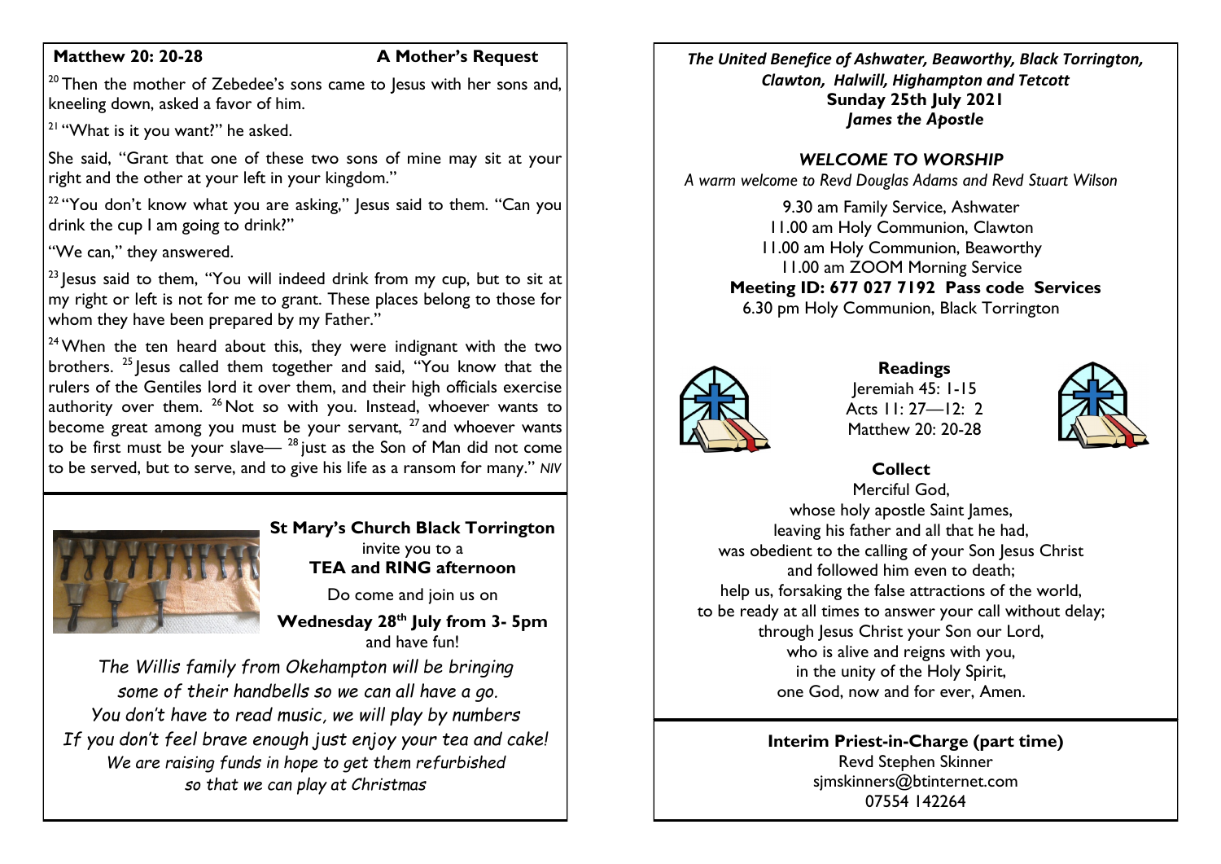**Matthew 20: 20-28** **A Mother's Request**

[20] Then the mother of Zebedee's sons came to Jesus with her sons and, kneeling down, asked a favor of him.

[21] "What is it you want?" he asked.

She said, "Grant that one of these two sons of mine may sit at your right and the other at your left in your kingdom."

[22] "You don't know what you are asking," Jesus said to them. "Can you drink the cup I am going to drink?"

"We can," they answered.

[23] Jesus said to them, "You will indeed drink from my cup, but to sit at my right or left is not for me to grant. These places belong to those for whom they have been prepared by my Father."

[24] When the ten heard about this, they were indignant with the two brothers. [25] Jesus called them together and said, "You know that the rulers of the Gentiles lord it over them, and their high officials exercise authority over them. [26] Not so with you. Instead, whoever wants to become great among you must be your servant, [27] and whoever wants to be first must be your slave— [28] just as the Son of Man did not come to be served, but to serve, and to give his life as a ransom for many." *NIV*

**St Mary's Church Black Torrington**
invite you to a
**TEA and RING afternoon**

Do come and join us on

**Wednesday 28th July from 3- 5pm**
and have fun!

*The Willis family from Okehampton will be bringing some of their handbells so we can all have a go.*
*You don't have to read music, we will play by numbers*
*If you don't feel brave enough just enjoy your tea and cake!*
*We are raising funds in hope to get them refurbished so that we can play at Christmas*

***The United Benefice of Ashwater, Beaworthy, Black Torrington, Clawton, Halwill, Highampton and Tetcott***
**Sunday 25th July 2021**
***James the Apostle***

***WELCOME TO WORSHIP***

*A warm welcome to Revd Douglas Adams and Revd Stuart Wilson*

9.30 am Family Service, Ashwater
11.00 am Holy Communion, Clawton
11.00 am Holy Communion, Beaworthy
11.00 am ZOOM Morning Service
**Meeting ID: 677 027 7192 Pass code Services**
6.30 pm Holy Communion, Black Torrington

**Readings**

Jeremiah 45: 1-15
Acts 11: 27—12: 2
Matthew 20: 20-28

**Collect**

Merciful God,
whose holy apostle Saint James,
leaving his father and all that he had,
was obedient to the calling of your Son Jesus Christ
and followed him even to death;
help us, forsaking the false attractions of the world,
to be ready at all times to answer your call without delay;
through Jesus Christ your Son our Lord,
who is alive and reigns with you,
in the unity of the Holy Spirit,
one God, now and for ever, Amen.

**Interim Priest-in-Charge (part time)**
Revd Stephen Skinner
sjmskinners@btinternet.com
07554 142264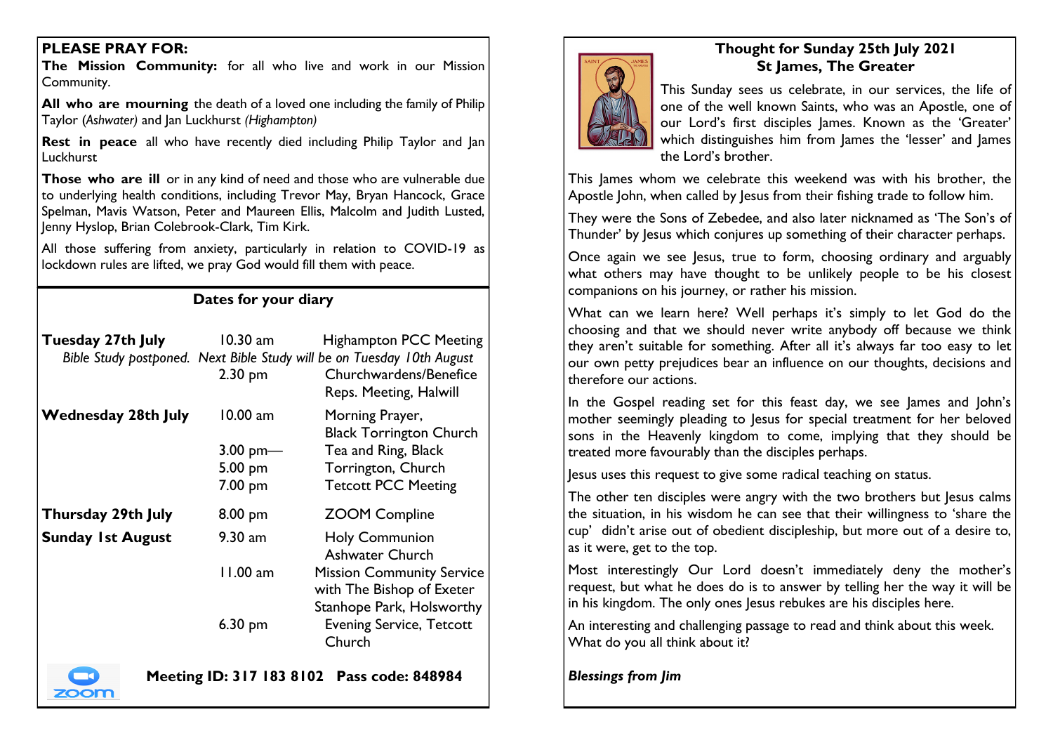**PLEASE PRAY FOR:**

**The Mission Community:** for all who live and work in our Mission Community.

**All who are mourning** the death of a loved one including the family of Philip Taylor (*Ashwater)* and Jan Luckhurst *(Highampton)*

**Rest in peace** all who have recently died including Philip Taylor and Jan Luckhurst

**Those who are ill** or in any kind of need and those who are vulnerable due to underlying health conditions, including Trevor May, Bryan Hancock, Grace Spelman, Mavis Watson, Peter and Maureen Ellis, Malcolm and Judith Lusted, Jenny Hyslop, Brian Colebrook-Clark, Tim Kirk.

All those suffering from anxiety, particularly in relation to COVID-19 as lockdown rules are lifted, we pray God would fill them with peace.

## Dates for your diary

| | | |
|---|---|---|
| **Tuesday 27th July** | 10.30 am | Highampton PCC Meeting |
| *Bible Study postponed. Next Bible Study will be on Tuesday 10th August* | | |
| | 2.30 pm | Churchwardens/Benefice Reps. Meeting, Halwill |
| **Wednesday 28th July** | 10.00 am | Morning Prayer, Black Torrington Church |
| | 3.00 pm—5.00 pm | Tea and Ring, Black Torrington, Church |
| | 7.00 pm | Tetcott PCC Meeting |
| **Thursday 29th July** | 8.00 pm | ZOOM Compline |
| **Sunday 1st August** | 9.30 am | Holy Communion Ashwater Church |
| | 11.00 am | Mission Community Service with The Bishop of Exeter Stanhope Park, Holsworthy |
| | 6.30 pm | Evening Service, Tetcott Church |

**Meeting ID: 317 183 8102 Pass code: 848984**

## Thought for Sunday 25th July 2021
## St James, The Greater

This Sunday sees us celebrate, in our services, the life of one of the well known Saints, who was an Apostle, one of our Lord's first disciples James. Known as the 'Greater' which distinguishes him from James the 'lesser' and James the Lord's brother.

This James whom we celebrate this weekend was with his brother, the Apostle John, when called by Jesus from their fishing trade to follow him.

They were the Sons of Zebedee, and also later nicknamed as 'The Son's of Thunder' by Jesus which conjures up something of their character perhaps.

Once again we see Jesus, true to form, choosing ordinary and arguably what others may have thought to be unlikely people to be his closest companions on his journey, or rather his mission.

What can we learn here? Well perhaps it's simply to let God do the choosing and that we should never write anybody off because we think they aren't suitable for something. After all it's always far too easy to let our own petty prejudices bear an influence on our thoughts, decisions and therefore our actions.

In the Gospel reading set for this feast day, we see James and John's mother seemingly pleading to Jesus for special treatment for her beloved sons in the Heavenly kingdom to come, implying that they should be treated more favourably than the disciples perhaps.

Jesus uses this request to give some radical teaching on status.

The other ten disciples were angry with the two brothers but Jesus calms the situation, in his wisdom he can see that their willingness to 'share the cup' didn't arise out of obedient discipleship, but more out of a desire to, as it were, get to the top.

Most interestingly Our Lord doesn't immediately deny the mother's request, but what he does do is to answer by telling her the way it will be in his kingdom. The only ones Jesus rebukes are his disciples here.

An interesting and challenging passage to read and think about this week. What do you all think about it?

***Blessings from Jim***